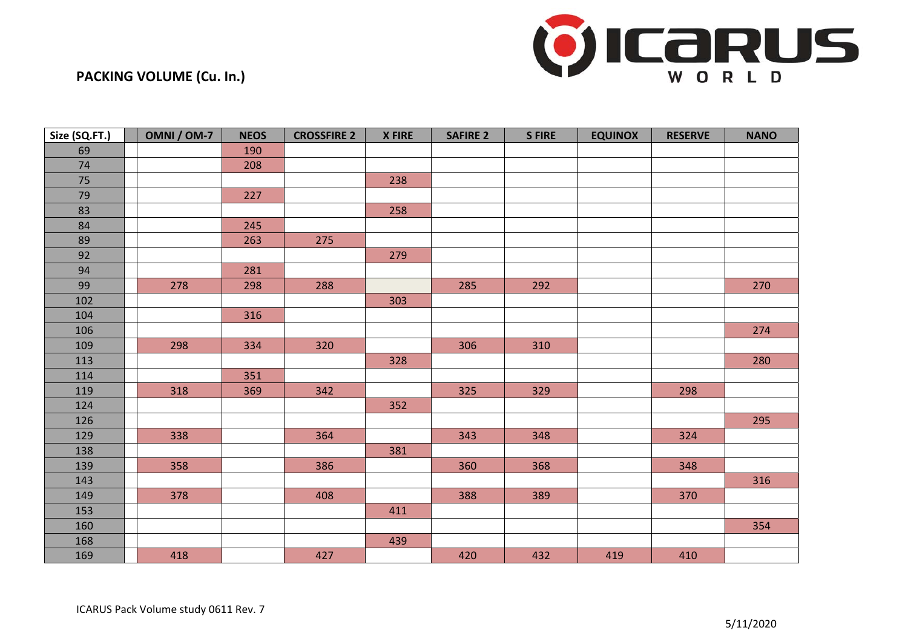## PACKING VOLUME (Cu. In.)

| Size (SQ.FT.) | | OMNI / OM-7 | NEOS | CROSSFIRE 2 | X FIRE | SAFIRE 2 | S FIRE | EQUINOX | RESERVE | NANO |
|---|---|---|---|---|---|---|---|---|---|---|
| 69 | | | 190 | | | | | | | |
| 74 | | | 208 | | | | | | | |
| 75 | | | | | 238 | | | | | |
| 79 | | | 227 | | | | | | | |
| 83 | | | | | 258 | | | | | |
| 84 | | | 245 | | | | | | | |
| 89 | | | 263 | 275 | | | | | | |
| 92 | | | | | 279 | | | | | |
| 94 | | | 281 | | | | | | | |
| 99 | | 278 | 298 | 288 | | 285 | 292 | | | 270 |
| 102 | | | | | 303 | | | | | |
| 104 | | | 316 | | | | | | | |
| 106 | | | | | | | | | | 274 |
| 109 | | 298 | 334 | 320 | | 306 | 310 | | | |
| 113 | | | | | 328 | | | | | 280 |
| 114 | | | 351 | | | | | | | |
| 119 | | 318 | 369 | 342 | | 325 | 329 | | 298 | |
| 124 | | | | | 352 | | | | | |
| 126 | | | | | | | | | | 295 |
| 129 | | 338 | | 364 | | 343 | 348 | | 324 | |
| 138 | | | | | 381 | | | | | |
| 139 | | 358 | | 386 | | 360 | 368 | | 348 | |
| 143 | | | | | | | | | | 316 |
| 149 | | 378 | | 408 | | 388 | 389 | | 370 | |
| 153 | | | | | 411 | | | | | |
| 160 | | | | | | | | | | 354 |
| 168 | | | | | 439 | | | | | |
| 169 | | 418 | | 427 | | 420 | 432 | 419 | 410 | |

ICARUS Pack Volume study 0611 Rev. 7

5/11/2020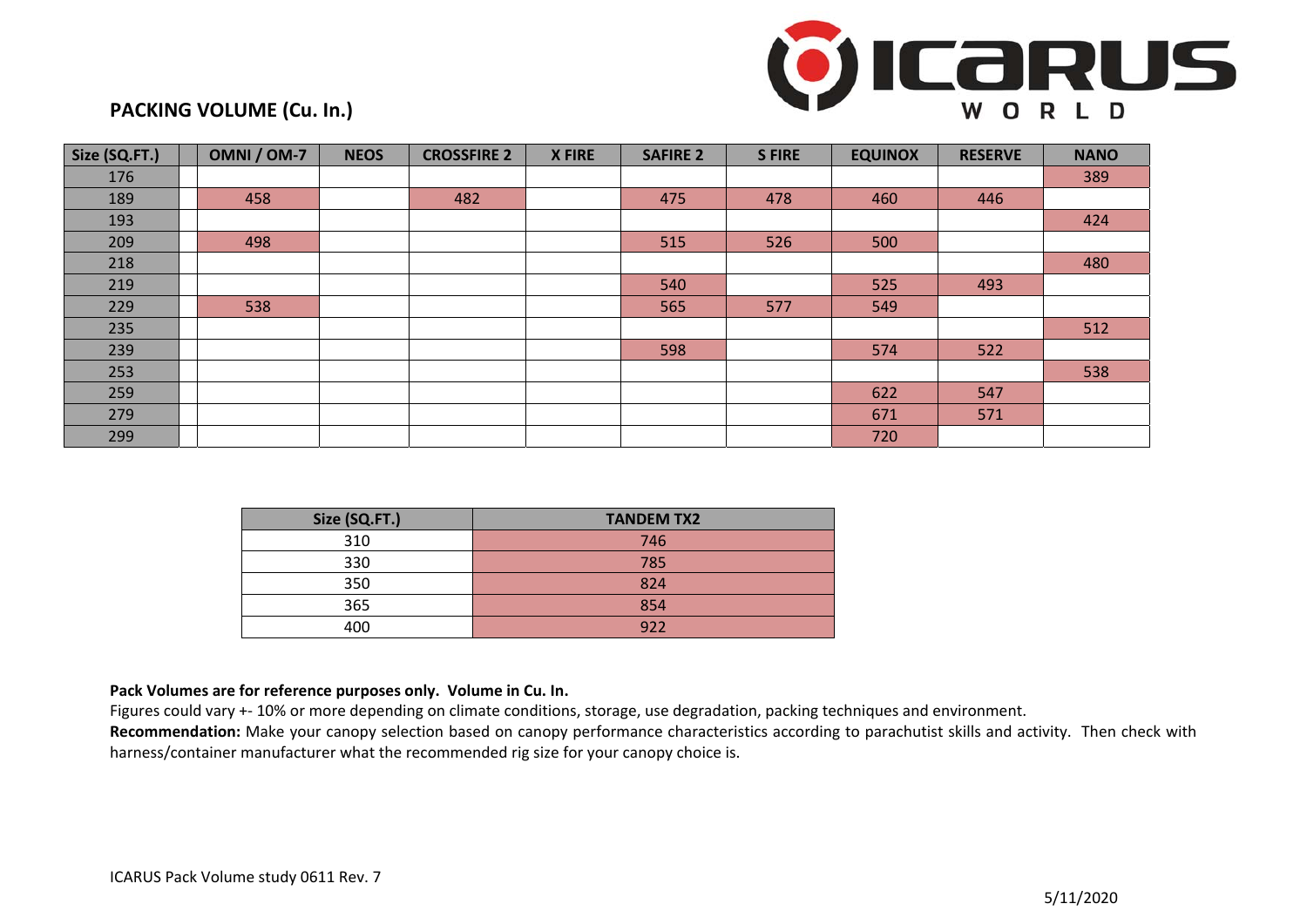## PACKING VOLUME (Cu. In.)

| Size (SQ.FT.) | | OMNI / OM-7 | NEOS | CROSSFIRE 2 | X FIRE | SAFIRE 2 | S FIRE | EQUINOX | RESERVE | NANO |
|---|---|---|---|---|---|---|---|---|---|---|
| 176 | | | | | | | | | | 389 |
| 189 | | 458 | | 482 | | 475 | 478 | 460 | 446 | |
| 193 | | | | | | | | | | 424 |
| 209 | | 498 | | | | 515 | 526 | 500 | | |
| 218 | | | | | | | | | | 480 |
| 219 | | | | | | 540 | | 525 | 493 | |
| 229 | | 538 | | | | 565 | 577 | 549 | | |
| 235 | | | | | | | | | | 512 |
| 239 | | | | | | 598 | | 574 | 522 | |
| 253 | | | | | | | | | | 538 |
| 259 | | | | | | | | 622 | 547 | |
| 279 | | | | | | | | 671 | 571 | |
| 299 | | | | | | | | 720 | | |

| Size (SQ.FT.) | TANDEM TX2 |
|---|---|
| 310 | 746 |
| 330 | 785 |
| 350 | 824 |
| 365 | 854 |
| 400 | 922 |

**Pack Volumes are for reference purposes only. Volume in Cu. In.**
Figures could vary +- 10% or more depending on climate conditions, storage, use degradation, packing techniques and environment.
**Recommendation:** Make your canopy selection based on canopy performance characteristics according to parachutist skills and activity. Then check with harness/container manufacturer what the recommended rig size for your canopy choice is.